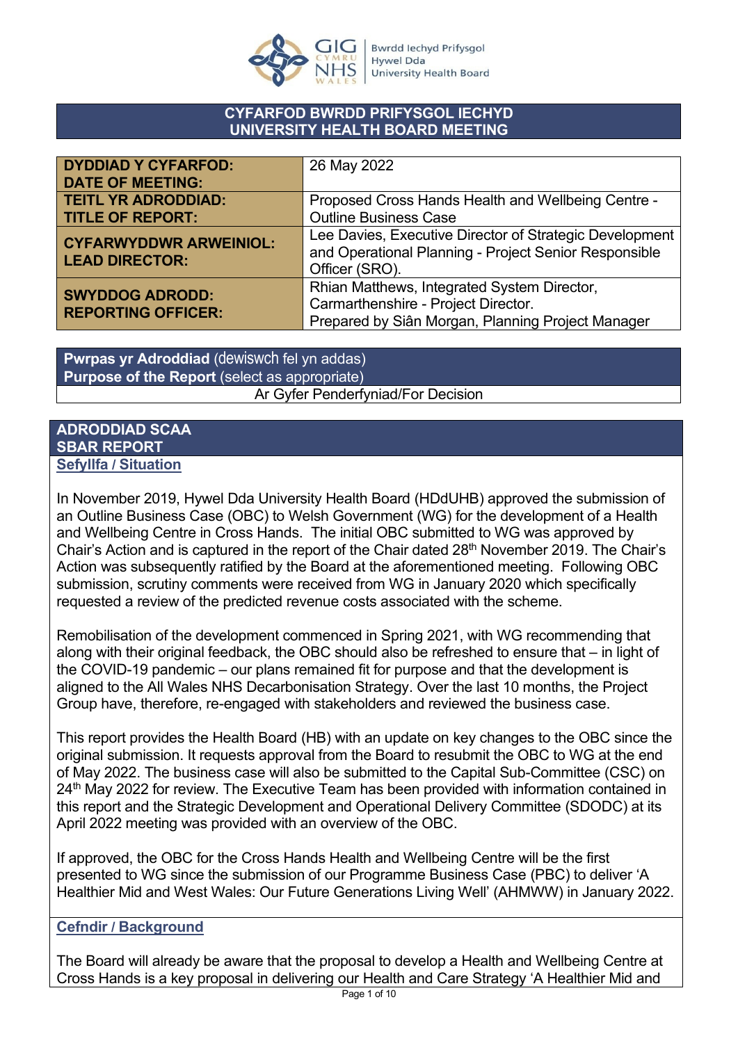## CYFARFOD BWRDD PRIFYSGOL IECHYD
## UNIVERSITY HEALTH BOARD MEETING

| | |
|---|---|
| **DYDDIAD Y CYFARFOD: DATE OF MEETING:** | 26 May 2022 |
| **TEITL YR ADRODDIAD: TITLE OF REPORT:** | Proposed Cross Hands Health and Wellbeing Centre - Outline Business Case |
| **CYFARWYDDWR ARWEINIOL: LEAD DIRECTOR:** | Lee Davies, Executive Director of Strategic Development and Operational Planning - Project Senior Responsible Officer (SRO). |
| **SWYDDOG ADRODD: REPORTING OFFICER:** | Rhian Matthews, Integrated System Director, Carmarthenshire - Project Director. Prepared by Siân Morgan, Planning Project Manager |

| **Pwrpas yr Adroddiad** (dewiswch fel yn addas) **Purpose of the Report** (select as appropriate) |
|---|
| Ar Gyfer Penderfyniad/For Decision |

## ADRODDIAD SCAA
## SBAR REPORT

### Sefyllfa / Situation

In November 2019, Hywel Dda University Health Board (HDdUHB) approved the submission of an Outline Business Case (OBC) to Welsh Government (WG) for the development of a Health and Wellbeing Centre in Cross Hands. The initial OBC submitted to WG was approved by Chair's Action and is captured in the report of the Chair dated 28th November 2019. The Chair's Action was subsequently ratified by the Board at the aforementioned meeting. Following OBC submission, scrutiny comments were received from WG in January 2020 which specifically requested a review of the predicted revenue costs associated with the scheme.

Remobilisation of the development commenced in Spring 2021, with WG recommending that along with their original feedback, the OBC should also be refreshed to ensure that – in light of the COVID-19 pandemic – our plans remained fit for purpose and that the development is aligned to the All Wales NHS Decarbonisation Strategy. Over the last 10 months, the Project Group have, therefore, re-engaged with stakeholders and reviewed the business case.

This report provides the Health Board (HB) with an update on key changes to the OBC since the original submission. It requests approval from the Board to resubmit the OBC to WG at the end of May 2022. The business case will also be submitted to the Capital Sub-Committee (CSC) on 24th May 2022 for review. The Executive Team has been provided with information contained in this report and the Strategic Development and Operational Delivery Committee (SDODC) at its April 2022 meeting was provided with an overview of the OBC.

If approved, the OBC for the Cross Hands Health and Wellbeing Centre will be the first presented to WG since the submission of our Programme Business Case (PBC) to deliver 'A Healthier Mid and West Wales: Our Future Generations Living Well' (AHMWW) in January 2022.

### Cefndir / Background

The Board will already be aware that the proposal to develop a Health and Wellbeing Centre at Cross Hands is a key proposal in delivering our Health and Care Strategy 'A Healthier Mid and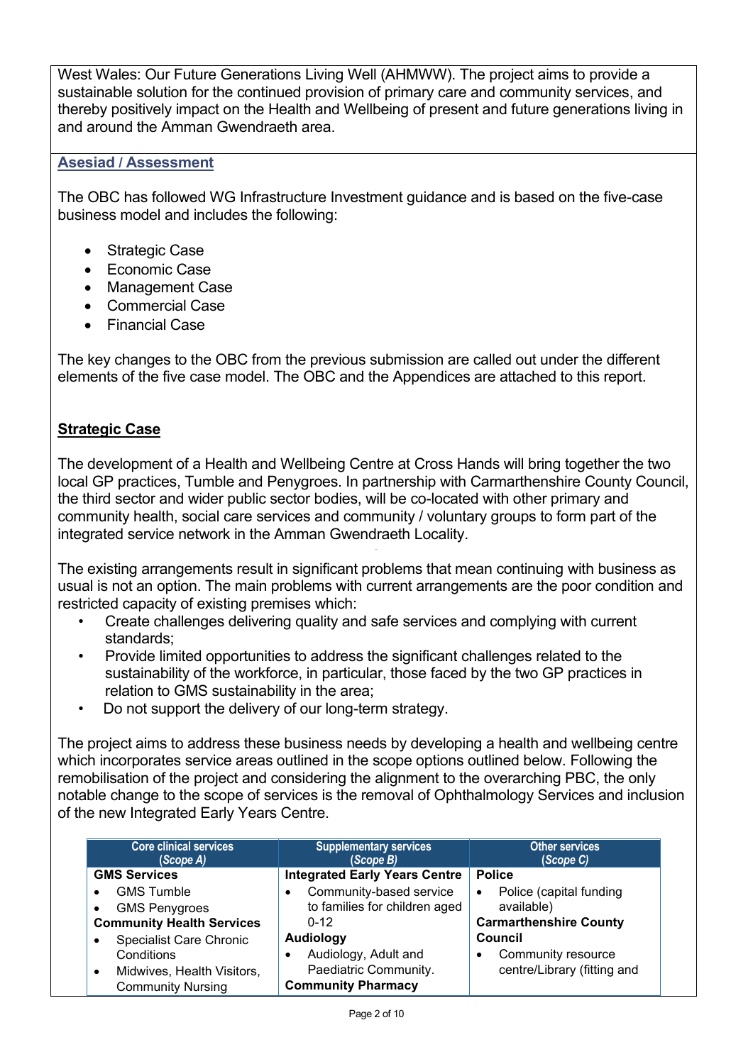West Wales: Our Future Generations Living Well (AHMWW). The project aims to provide a sustainable solution for the continued provision of primary care and community services, and thereby positively impact on the Health and Wellbeing of present and future generations living in and around the Amman Gwendraeth area.

## Asesiad / Assessment

The OBC has followed WG Infrastructure Investment guidance and is based on the five-case business model and includes the following:

- Strategic Case
- Economic Case
- Management Case
- Commercial Case
- Financial Case

The key changes to the OBC from the previous submission are called out under the different elements of the five case model. The OBC and the Appendices are attached to this report.

### Strategic Case

The development of a Health and Wellbeing Centre at Cross Hands will bring together the two local GP practices, Tumble and Penygroes. In partnership with Carmarthenshire County Council, the third sector and wider public sector bodies, will be co-located with other primary and community health, social care services and community / voluntary groups to form part of the integrated service network in the Amman Gwendraeth Locality.

The existing arrangements result in significant problems that mean continuing with business as usual is not an option. The main problems with current arrangements are the poor condition and restricted capacity of existing premises which:

- Create challenges delivering quality and safe services and complying with current standards;
- Provide limited opportunities to address the significant challenges related to the sustainability of the workforce, in particular, those faced by the two GP practices in relation to GMS sustainability in the area;
- Do not support the delivery of our long-term strategy.

The project aims to address these business needs by developing a health and wellbeing centre which incorporates service areas outlined in the scope options outlined below. Following the remobilisation of the project and considering the alignment to the overarching PBC, the only notable change to the scope of services is the removal of Ophthalmology Services and inclusion of the new Integrated Early Years Centre.

| Core clinical services (*Scope A*) | Supplementary services (*Scope B*) | Other services (*Scope C*) |
|---|---|---|
| **GMS Services**<br>• GMS Tumble<br>• GMS Penygroes<br>**Community Health Services**<br>• Specialist Care Chronic Conditions<br>• Midwives, Health Visitors, Community Nursing | **Integrated Early Years Centre**<br>• Community-based service to families for children aged 0-12<br>**Audiology**<br>• Audiology, Adult and Paediatric Community.<br>**Community Pharmacy** | **Police**<br>• Police (capital funding available)<br>**Carmarthenshire County Council**<br>• Community resource centre/Library (fitting and |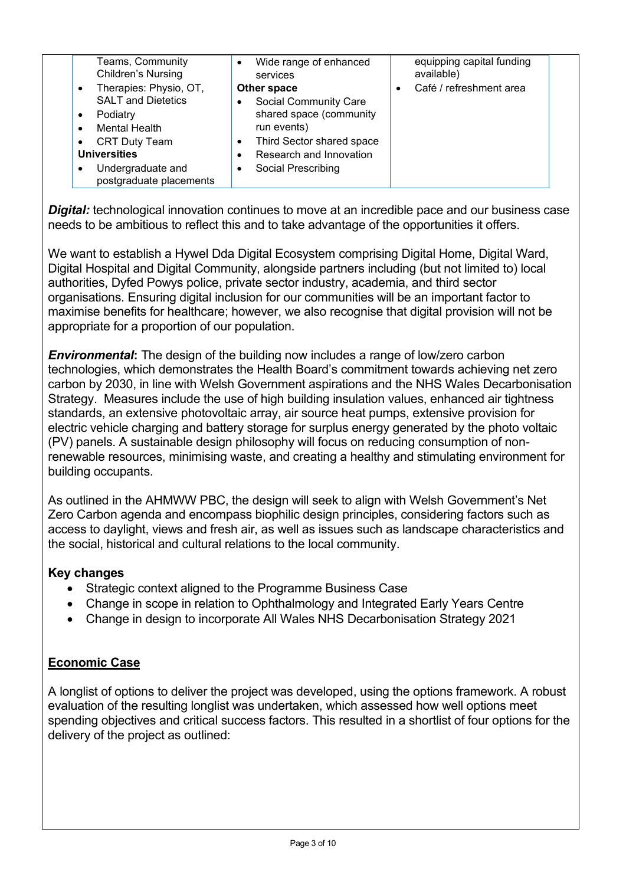| | | |
|---|---|---|
| Teams, Community Children's Nursing<br>• Therapies: Physio, OT, SALT and Dietetics<br>• Podiatry<br>• Mental Health<br>• CRT Duty Team<br>**Universities**<br>• Undergraduate and postgraduate placements | • Wide range of enhanced services<br>**Other space**<br>• Social Community Care shared space (community run events)<br>• Third Sector shared space<br>• Research and Innovation<br>• Social Prescribing | equipping capital funding available)<br>• Café / refreshment area |

***Digital:*** technological innovation continues to move at an incredible pace and our business case needs to be ambitious to reflect this and to take advantage of the opportunities it offers.

We want to establish a Hywel Dda Digital Ecosystem comprising Digital Home, Digital Ward, Digital Hospital and Digital Community, alongside partners including (but not limited to) local authorities, Dyfed Powys police, private sector industry, academia, and third sector organisations. Ensuring digital inclusion for our communities will be an important factor to maximise benefits for healthcare; however, we also recognise that digital provision will not be appropriate for a proportion of our population.

***Environmental*****:** The design of the building now includes a range of low/zero carbon technologies, which demonstrates the Health Board's commitment towards achieving net zero carbon by 2030, in line with Welsh Government aspirations and the NHS Wales Decarbonisation Strategy. Measures include the use of high building insulation values, enhanced air tightness standards, an extensive photovoltaic array, air source heat pumps, extensive provision for electric vehicle charging and battery storage for surplus energy generated by the photo voltaic (PV) panels. A sustainable design philosophy will focus on reducing consumption of non-renewable resources, minimising waste, and creating a healthy and stimulating environment for building occupants.

As outlined in the AHMWW PBC, the design will seek to align with Welsh Government's Net Zero Carbon agenda and encompass biophilic design principles, considering factors such as access to daylight, views and fresh air, as well as issues such as landscape characteristics and the social, historical and cultural relations to the local community.

**Key changes**

- Strategic context aligned to the Programme Business Case
- Change in scope in relation to Ophthalmology and Integrated Early Years Centre
- Change in design to incorporate All Wales NHS Decarbonisation Strategy 2021

**Economic Case**

A longlist of options to deliver the project was developed, using the options framework. A robust evaluation of the resulting longlist was undertaken, which assessed how well options meet spending objectives and critical success factors. This resulted in a shortlist of four options for the delivery of the project as outlined: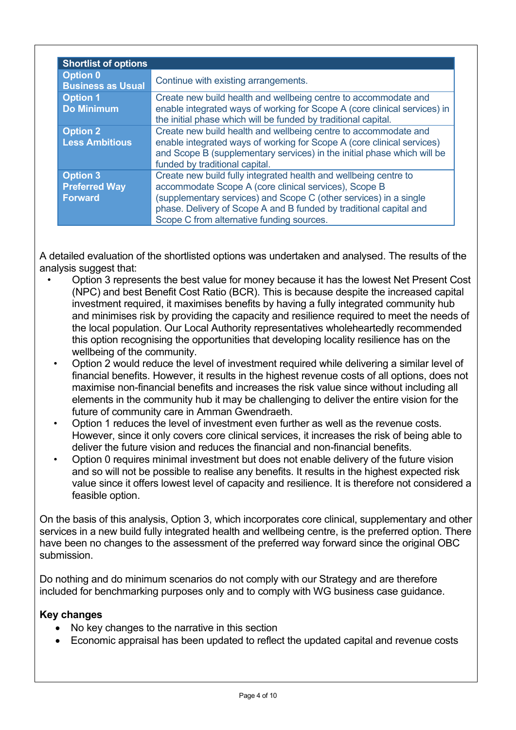| Shortlist of options | |
|---|---|
| **Option 0 Business as Usual** | Continue with existing arrangements. |
| **Option 1 Do Minimum** | Create new build health and wellbeing centre to accommodate and enable integrated ways of working for Scope A (core clinical services) in the initial phase which will be funded by traditional capital. |
| **Option 2 Less Ambitious** | Create new build health and wellbeing centre to accommodate and enable integrated ways of working for Scope A (core clinical services) and Scope B (supplementary services) in the initial phase which will be funded by traditional capital. |
| **Option 3 Preferred Way Forward** | Create new build fully integrated health and wellbeing centre to accommodate Scope A (core clinical services), Scope B (supplementary services) and Scope C (other services) in a single phase. Delivery of Scope A and B funded by traditional capital and Scope C from alternative funding sources. |

A detailed evaluation of the shortlisted options was undertaken and analysed. The results of the analysis suggest that:

- Option 3 represents the best value for money because it has the lowest Net Present Cost (NPC) and best Benefit Cost Ratio (BCR). This is because despite the increased capital investment required, it maximises benefits by having a fully integrated community hub and minimises risk by providing the capacity and resilience required to meet the needs of the local population. Our Local Authority representatives wholeheartedly recommended this option recognising the opportunities that developing locality resilience has on the wellbeing of the community.
- Option 2 would reduce the level of investment required while delivering a similar level of financial benefits. However, it results in the highest revenue costs of all options, does not maximise non-financial benefits and increases the risk value since without including all elements in the community hub it may be challenging to deliver the entire vision for the future of community care in Amman Gwendraeth.
- Option 1 reduces the level of investment even further as well as the revenue costs. However, since it only covers core clinical services, it increases the risk of being able to deliver the future vision and reduces the financial and non-financial benefits.
- Option 0 requires minimal investment but does not enable delivery of the future vision and so will not be possible to realise any benefits. It results in the highest expected risk value since it offers lowest level of capacity and resilience. It is therefore not considered a feasible option.

On the basis of this analysis, Option 3, which incorporates core clinical, supplementary and other services in a new build fully integrated health and wellbeing centre, is the preferred option. There have been no changes to the assessment of the preferred way forward since the original OBC submission.

Do nothing and do minimum scenarios do not comply with our Strategy and are therefore included for benchmarking purposes only and to comply with WG business case guidance.

**Key changes**

- No key changes to the narrative in this section
- Economic appraisal has been updated to reflect the updated capital and revenue costs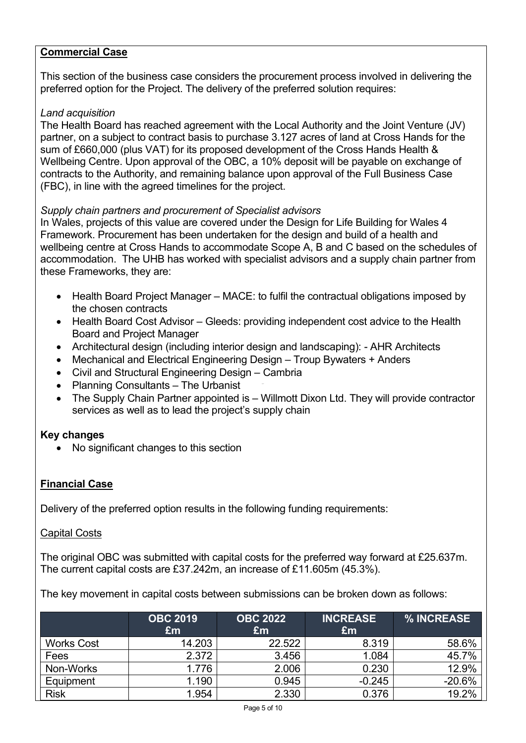## Commercial Case

This section of the business case considers the procurement process involved in delivering the preferred option for the Project. The delivery of the preferred solution requires:

*Land acquisition*

The Health Board has reached agreement with the Local Authority and the Joint Venture (JV) partner, on a subject to contract basis to purchase 3.127 acres of land at Cross Hands for the sum of £660,000 (plus VAT) for its proposed development of the Cross Hands Health & Wellbeing Centre. Upon approval of the OBC, a 10% deposit will be payable on exchange of contracts to the Authority, and remaining balance upon approval of the Full Business Case (FBC), in line with the agreed timelines for the project.

*Supply chain partners and procurement of Specialist advisors*

In Wales, projects of this value are covered under the Design for Life Building for Wales 4 Framework. Procurement has been undertaken for the design and build of a health and wellbeing centre at Cross Hands to accommodate Scope A, B and C based on the schedules of accommodation. The UHB has worked with specialist advisors and a supply chain partner from these Frameworks, they are:

- Health Board Project Manager – MACE: to fulfil the contractual obligations imposed by the chosen contracts
- Health Board Cost Advisor – Gleeds: providing independent cost advice to the Health Board and Project Manager
- Architectural design (including interior design and landscaping): - AHR Architects
- Mechanical and Electrical Engineering Design – Troup Bywaters + Anders
- Civil and Structural Engineering Design – Cambria
- Planning Consultants – The Urbanist
- The Supply Chain Partner appointed is – Willmott Dixon Ltd. They will provide contractor services as well as to lead the project's supply chain

**Key changes**

- No significant changes to this section

## Financial Case

Delivery of the preferred option results in the following funding requirements:

Capital Costs

The original OBC was submitted with capital costs for the preferred way forward at £25.637m. The current capital costs are £37.242m, an increase of £11.605m (45.3%).

The key movement in capital costs between submissions can be broken down as follows:

| | OBC 2019 £m | OBC 2022 £m | INCREASE £m | % INCREASE |
|---|---|---|---|---|
| Works Cost | 14.203 | 22.522 | 8.319 | 58.6% |
| Fees | 2.372 | 3.456 | 1.084 | 45.7% |
| Non-Works | 1.776 | 2.006 | 0.230 | 12.9% |
| Equipment | 1.190 | 0.945 | -0.245 | -20.6% |
| Risk | 1.954 | 2.330 | 0.376 | 19.2% |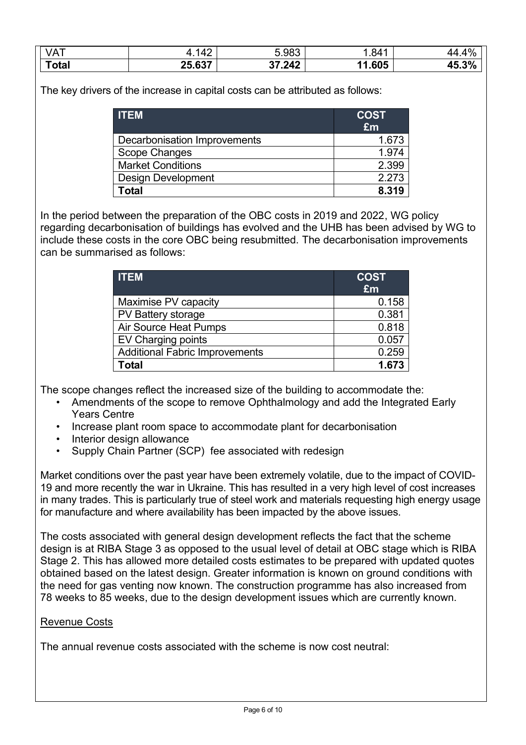| VAT | 4.142 | 5.983 | 1.841 | 44.4% |
|---|---|---|---|---|
| **Total** | **25.637** | **37.242** | **11.605** | **45.3%** |

The key drivers of the increase in capital costs can be attributed as follows:

| ITEM | COST £m |
|---|---|
| Decarbonisation Improvements | 1.673 |
| Scope Changes | 1.974 |
| Market Conditions | 2.399 |
| Design Development | 2.273 |
| **Total** | **8.319** |

In the period between the preparation of the OBC costs in 2019 and 2022, WG policy regarding decarbonisation of buildings has evolved and the UHB has been advised by WG to include these costs in the core OBC being resubmitted. The decarbonisation improvements can be summarised as follows:

| ITEM | COST £m |
|---|---|
| Maximise PV capacity | 0.158 |
| PV Battery storage | 0.381 |
| Air Source Heat Pumps | 0.818 |
| EV Charging points | 0.057 |
| Additional Fabric Improvements | 0.259 |
| **Total** | **1.673** |

The scope changes reflect the increased size of the building to accommodate the:

- Amendments of the scope to remove Ophthalmology and add the Integrated Early Years Centre
- Increase plant room space to accommodate plant for decarbonisation
- Interior design allowance
- Supply Chain Partner (SCP) fee associated with redesign

Market conditions over the past year have been extremely volatile, due to the impact of COVID-19 and more recently the war in Ukraine. This has resulted in a very high level of cost increases in many trades. This is particularly true of steel work and materials requesting high energy usage for manufacture and where availability has been impacted by the above issues.

The costs associated with general design development reflects the fact that the scheme design is at RIBA Stage 3 as opposed to the usual level of detail at OBC stage which is RIBA Stage 2. This has allowed more detailed costs estimates to be prepared with updated quotes obtained based on the latest design. Greater information is known on ground conditions with the need for gas venting now known. The construction programme has also increased from 78 weeks to 85 weeks, due to the design development issues which are currently known.

Revenue Costs

The annual revenue costs associated with the scheme is now cost neutral: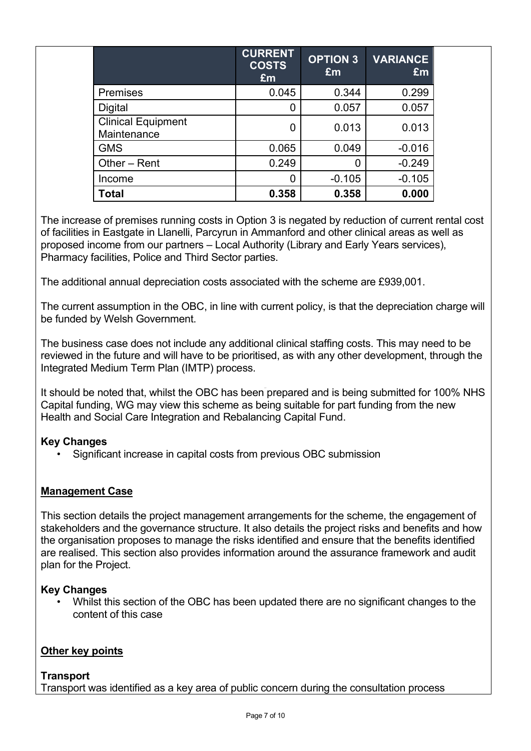| | CURRENT COSTS £m | OPTION 3 £m | VARIANCE £m |
|---|---|---|---|
| Premises | 0.045 | 0.344 | 0.299 |
| Digital | 0 | 0.057 | 0.057 |
| Clinical Equipment Maintenance | 0 | 0.013 | 0.013 |
| GMS | 0.065 | 0.049 | -0.016 |
| Other – Rent | 0.249 | 0 | -0.249 |
| Income | 0 | -0.105 | -0.105 |
| **Total** | **0.358** | **0.358** | **0.000** |

The increase of premises running costs in Option 3 is negated by reduction of current rental cost of facilities in Eastgate in Llanelli, Parcyrun in Ammanford and other clinical areas as well as proposed income from our partners – Local Authority (Library and Early Years services), Pharmacy facilities, Police and Third Sector parties.

The additional annual depreciation costs associated with the scheme are £939,001.

The current assumption in the OBC, in line with current policy, is that the depreciation charge will be funded by Welsh Government.

The business case does not include any additional clinical staffing costs. This may need to be reviewed in the future and will have to be prioritised, as with any other development, through the Integrated Medium Term Plan (IMTP) process.

It should be noted that, whilst the OBC has been prepared and is being submitted for 100% NHS Capital funding, WG may view this scheme as being suitable for part funding from the new Health and Social Care Integration and Rebalancing Capital Fund.

**Key Changes**

- Significant increase in capital costs from previous OBC submission

**Management Case**

This section details the project management arrangements for the scheme, the engagement of stakeholders and the governance structure. It also details the project risks and benefits and how the organisation proposes to manage the risks identified and ensure that the benefits identified are realised. This section also provides information around the assurance framework and audit plan for the Project.

**Key Changes**

- Whilst this section of the OBC has been updated there are no significant changes to the content of this case

**Other key points**

**Transport**

Transport was identified as a key area of public concern during the consultation process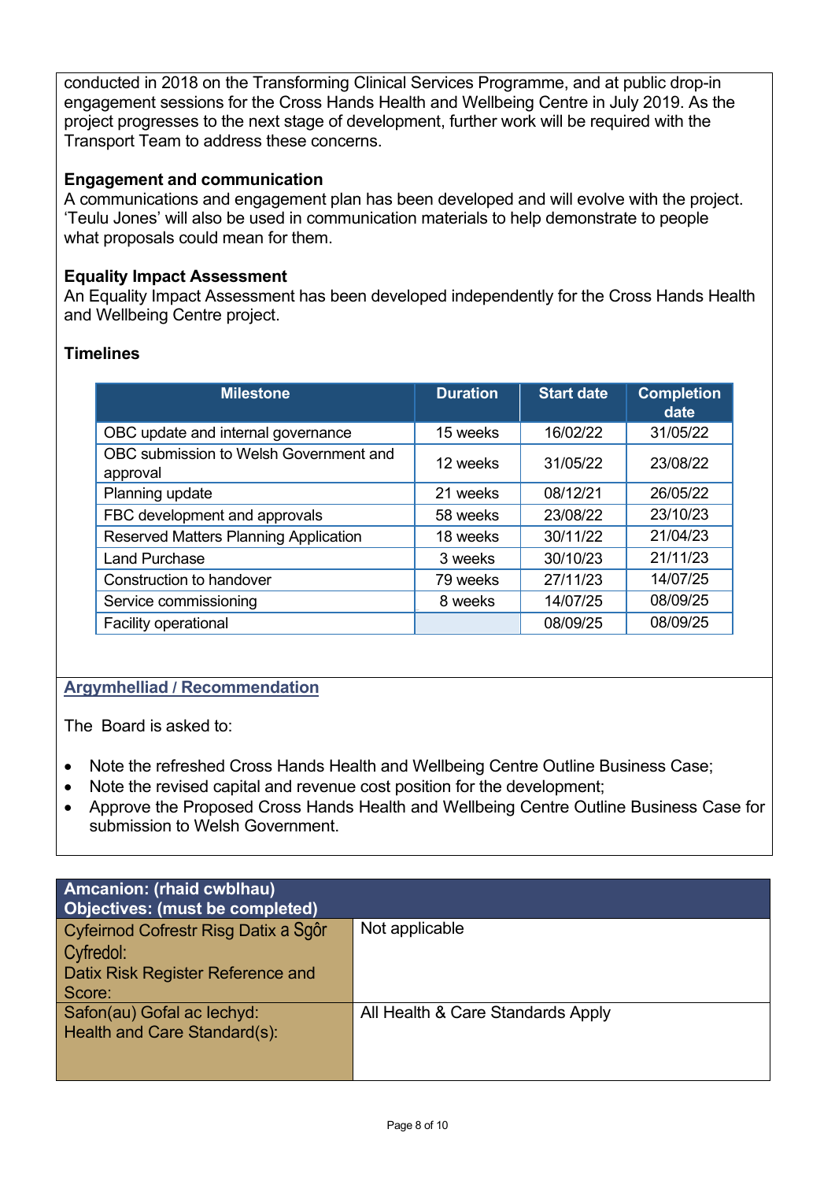conducted in 2018 on the Transforming Clinical Services Programme, and at public drop-in engagement sessions for the Cross Hands Health and Wellbeing Centre in July 2019. As the project progresses to the next stage of development, further work will be required with the Transport Team to address these concerns.

**Engagement and communication**

A communications and engagement plan has been developed and will evolve with the project. 'Teulu Jones' will also be used in communication materials to help demonstrate to people what proposals could mean for them.

**Equality Impact Assessment**

An Equality Impact Assessment has been developed independently for the Cross Hands Health and Wellbeing Centre project.

**Timelines**

| Milestone | Duration | Start date | Completion date |
|---|---|---|---|
| OBC update and internal governance | 15 weeks | 16/02/22 | 31/05/22 |
| OBC submission to Welsh Government and approval | 12 weeks | 31/05/22 | 23/08/22 |
| Planning update | 21 weeks | 08/12/21 | 26/05/22 |
| FBC development and approvals | 58 weeks | 23/08/22 | 23/10/23 |
| Reserved Matters Planning Application | 18 weeks | 30/11/22 | 21/04/23 |
| Land Purchase | 3 weeks | 30/10/23 | 21/11/23 |
| Construction to handover | 79 weeks | 27/11/23 | 14/07/25 |
| Service commissioning | 8 weeks | 14/07/25 | 08/09/25 |
| Facility operational | | 08/09/25 | 08/09/25 |

## Argymhelliad / Recommendation

The Board is asked to:

- Note the refreshed Cross Hands Health and Wellbeing Centre Outline Business Case;
- Note the revised capital and revenue cost position for the development;
- Approve the Proposed Cross Hands Health and Wellbeing Centre Outline Business Case for submission to Welsh Government.

| Amcanion: (rhaid cwblhau) Objectives: (must be completed) | |
|---|---|
| Cyfeirnod Cofestr Risg Datix a Sgôr Cyfredol: Datix Risk Register Reference and Score: | Not applicable |
| Safon(au) Gofal ac Iechyd: Health and Care Standard(s): | All Health & Care Standards Apply |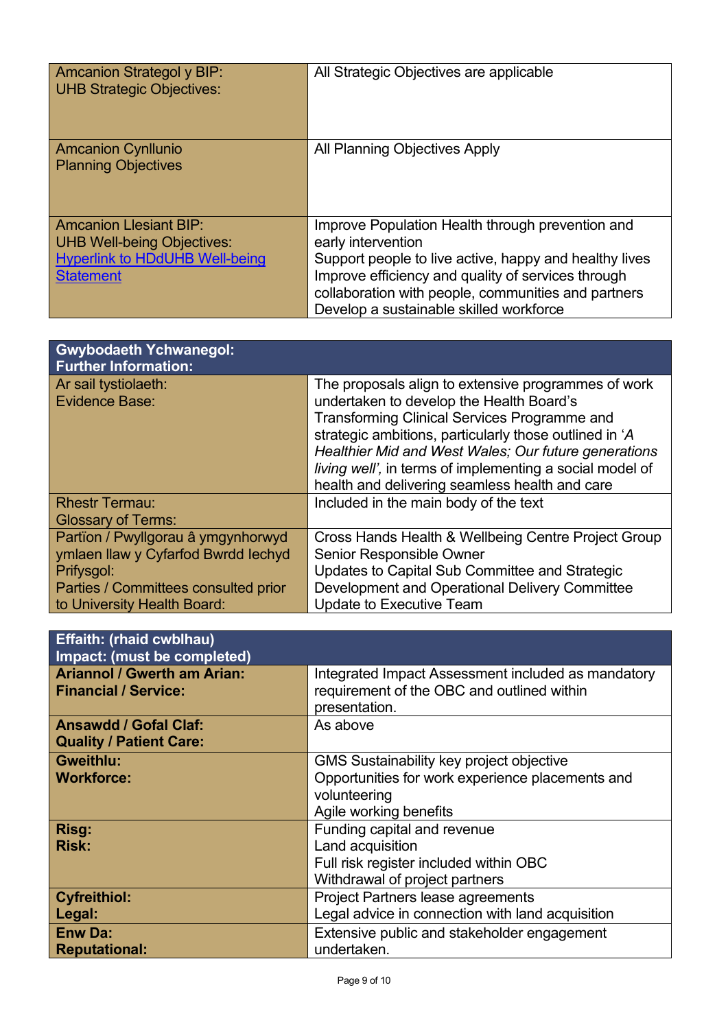| Amcanion Strategol y BIP:<br>UHB Strategic Objectives: | All Strategic Objectives are applicable |
|---|---|
| Amcanion Cynllunio<br>Planning Objectives | All Planning Objectives Apply |
| Amcanion Llesiant BIP:<br>UHB Well-being Objectives:<br>[Hyperlink to HDdUHB Well-being Statement] | Improve Population Health through prevention and early intervention<br>Support people to live active, happy and healthy lives<br>Improve efficiency and quality of services through collaboration with people, communities and partners<br>Develop a sustainable skilled workforce |

| **Gwybodaeth Ychwanegol:<br>Further Information:** | |
|---|---|
| Ar sail tystiolaeth:<br>Evidence Base: | The proposals align to extensive programmes of work undertaken to develop the Health Board's Transforming Clinical Services Programme and strategic ambitions, particularly those outlined in '*A Healthier Mid and West Wales; Our future generations living well'*, in terms of implementing a social model of health and delivering seamless health and care |
| Rhestr Termau:<br>Glossary of Terms: | Included in the main body of the text |
| Partïon / Pwyllgorau â ymgynhorwyd ymlaen llaw y Cyfarfod Bwrdd Iechyd Prifysgol:<br>Parties / Committees consulted prior to University Health Board: | Cross Hands Health & Wellbeing Centre Project Group<br>Senior Responsible Owner<br>Updates to Capital Sub Committee and Strategic Development and Operational Delivery Committee<br>Update to Executive Team |

| **Effaith: (rhaid cwblhau)<br>Impact: (must be completed)** | |
|---|---|
| **Ariannol / Gwerth am Arian:<br>Financial / Service:** | Integrated Impact Assessment included as mandatory requirement of the OBC and outlined within presentation. |
| **Ansawdd / Gofal Claf:<br>Quality / Patient Care:** | As above |
| **Gweithlu:<br>Workforce:** | GMS Sustainability key project objective<br>Opportunities for work experience placements and volunteering<br>Agile working benefits |
| **Risg:<br>Risk:** | Funding capital and revenue<br>Land acquisition<br>Full risk register included within OBC<br>Withdrawal of project partners |
| **Cyfreithiol:<br>Legal:** | Project Partners lease agreements<br>Legal advice in connection with land acquisition |
| **Enw Da:<br>Reputational:** | Extensive public and stakeholder engagement undertaken. |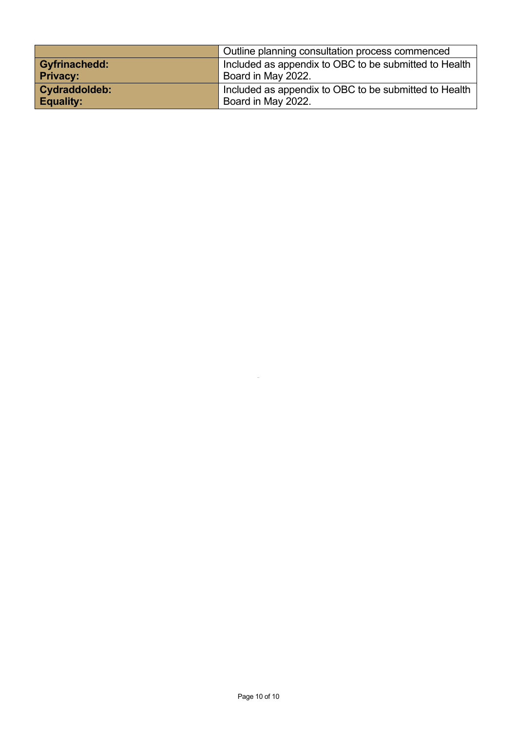| | |
|---|---|
| | Outline planning consultation process commenced |
| **Gyfrinachedd:<br>Privacy:** | Included as appendix to OBC to be submitted to Health Board in May 2022. |
| **Cydraddoldeb:<br>Equality:** | Included as appendix to OBC to be submitted to Health Board in May 2022. |